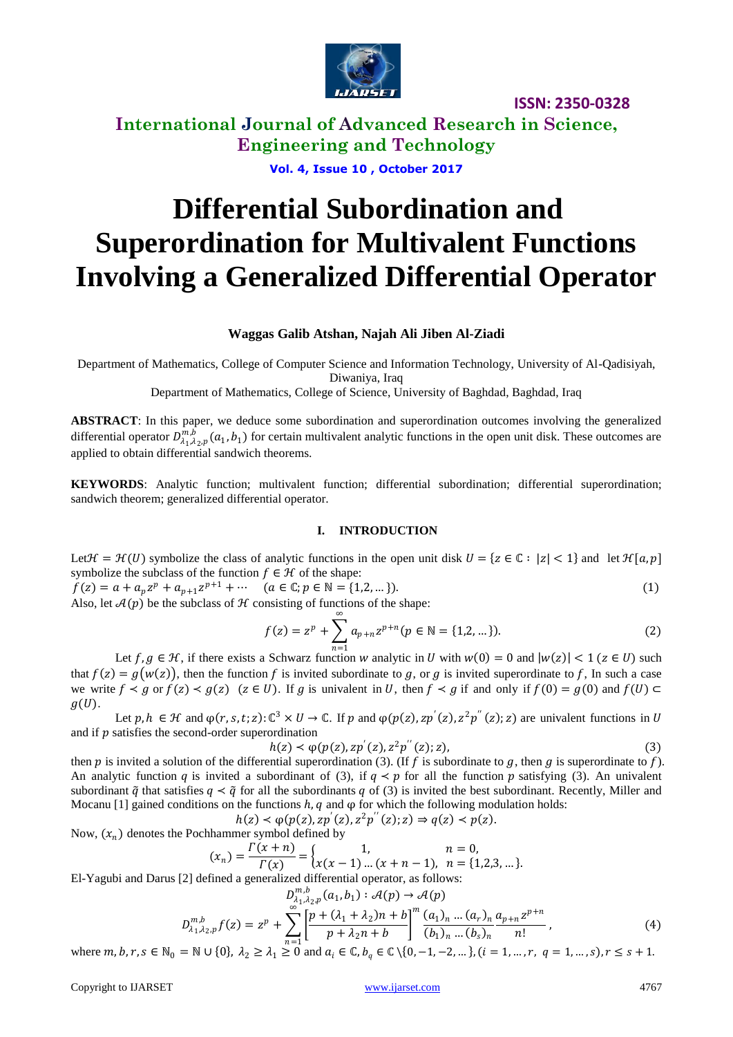# Differential Subordination and Superordination for Multivalent Functions Involving a Generalized Differential Operator

**Waggas Galib Atshan, Najah Ali Jiben Al-Ziadi**

Department of Mathematics, College of Computer Science and Information Technology, University of Al-Qadisiyah, Diwaniya, Iraq

Department of Mathematics, College of Science, University of Baghdad, Baghdad, Iraq

**ABSTRACT**: In this paper, we deduce some subordination and superordination outcomes involving the generalized differential operator $D_{\lambda_1,\lambda_2,p}^{m,b}(a_1,b_1)$ for certain multivalent analytic functions in the open unit disk. These outcomes are applied to obtain differential sandwich theorems.

**KEYWORDS**: Analytic function; multivalent function; differential subordination; differential superordination; sandwich theorem; generalized differential operator.

## I. INTRODUCTION

Let $\mathcal{H} = \mathcal{H}(U)$ symbolize the class of analytic functions in the open unit disk $U = \{z \in \mathbb{C} : |z| < 1\}$ and let $\mathcal{H}[a,p]$ symbolize the subclass of the function $f \in \mathcal{H}$ of the shape:

$$f(z) = a + a_p z^p + a_{p+1} z^{p+1} + \cdots \quad (a \in \mathbb{C}; p \in \mathbb{N} = \{1,2,\dots\}). \tag{1}$$

Also, let $\mathcal{A}(p)$ be the subclass of $\mathcal{H}$ consisting of functions of the shape:

$$f(z) = z^p + \sum_{n=1}^{\infty} a_{p+n} z^{p+n} (p \in \mathbb{N} = \{1,2,\dots\}). \tag{2}$$

Let $f, g \in \mathcal{H}$, if there exists a Schwarz function $w$ analytic in $U$ with $w(0) = 0$ and $|w(z)| < 1$ $(z \in U)$ such that $f(z) = g(w(z))$, then the function $f$ is invited subordinate to $g$, or $g$ is invited superordinate to $f$, In such a case we write $f \prec g$ or $f(z) \prec g(z)$ $(z \in U)$. If $g$ is univalent in $U$, then $f \prec g$ if and only if $f(0) = g(0)$ and $f(U) \subset g(U)$.

Let $p, h \in \mathcal{H}$ and $\varphi(r,s,t;z): \mathbb{C}^3 \times U \to \mathbb{C}$. If $p$ and $\varphi(p(z), zp'(z), z^2 p''(z); z)$ are univalent functions in $U$ and if $p$ satisfies the second-order superordination

$$h(z) \prec \varphi(p(z), zp'(z), z^2 p''(z); z), \tag{3}$$

then $p$ is invited a solution of the differential superordination (3). (If $f$ is subordinate to $g$, then $g$ is superordinate to $f$). An analytic function $q$ is invited a subordinant of (3), if $q \prec p$ for all the function $p$ satisfying (3). An univalent subordinant $\tilde{q}$ that satisfies $q \prec \tilde{q}$ for all the subordinants $q$ of (3) is invited the best subordinant. Recently, Miller and Mocanu [1] gained conditions on the functions $h, q$ and $\varphi$ for which the following modulation holds:

$$h(z) \prec \varphi(p(z), zp'(z), z^2 p''(z); z) \Rightarrow q(z) \prec p(z).$$

Now, $(x_n)$ denotes the Pochhammer symbol defined by

$$(x_n) = \frac{\Gamma(x+n)}{\Gamma(x)} = \begin{cases} 1, & n = 0, \\ x(x-1)\dots(x+n-1), & n = \{1,2,3,\dots\}. \end{cases}$$

El-Yagubi and Darus [2] defined a generalized differential operator, as follows:

$$D_{\lambda_1,\lambda_2,p}^{m,b}(a_1,b_1) : \mathcal{A}(p) \to \mathcal{A}(p)$$

$$D_{\lambda_1\lambda_2,p}^{m,b} f(z) = z^p + \sum_{n=1}^{\infty} \left[\frac{p + (\lambda_1 + \lambda_2)n + b}{p + \lambda_2 n + b}\right]^m \frac{(a_1)_n \dots (a_r)_n}{(b_1)_n \dots (b_s)_n} \frac{a_{p+n} z^{p+n}}{n!}, \tag{4}$$

where $m, b, r, s \in \mathbb{N}_0 = \mathbb{N} \cup \{0\}$, $\lambda_2 \geq \lambda_1 \geq 0$ and $a_i \in \mathbb{C}, b_q \in \mathbb{C} \backslash \{0,-1,-2,\dots\}, (i = 1,\dots,r,\ q = 1,\dots,s), r \leq s+1$.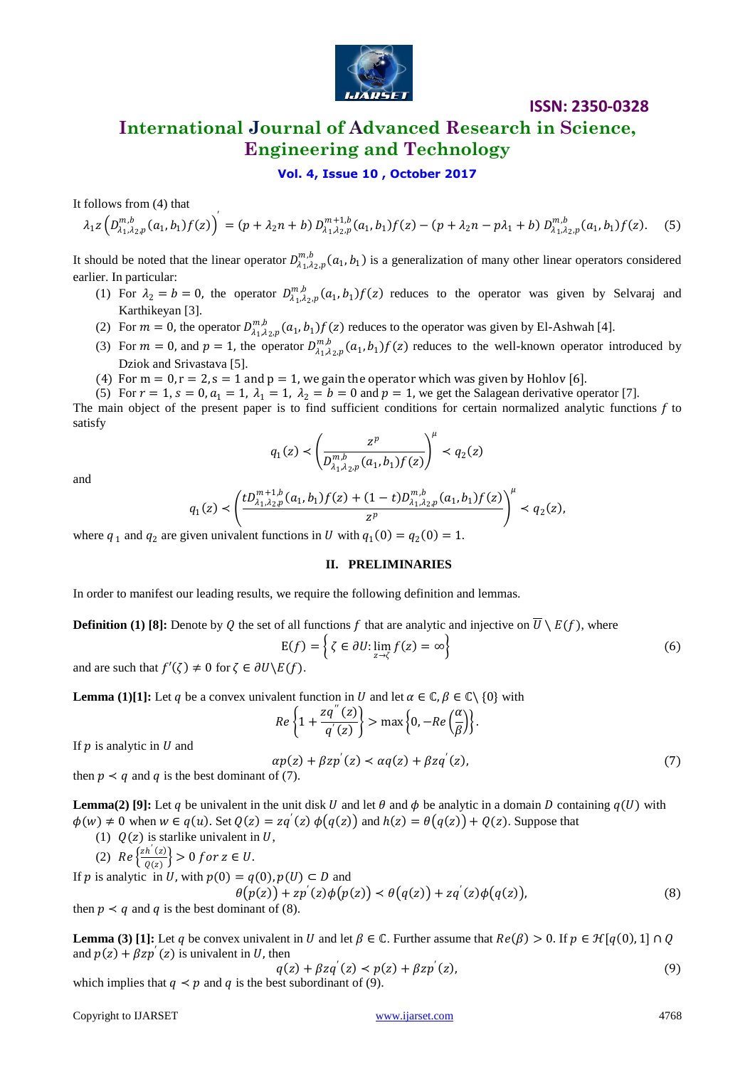It follows from (4) that

$$\lambda_1 z\left(D^{m,b}_{\lambda_1,\lambda_2,p}(a_1,b_1)f(z)\right)' = (p+\lambda_2 n+b)\, D^{m+1,b}_{\lambda_1,\lambda_2,p}(a_1,b_1)f(z) - (p+\lambda_2 n - p\lambda_1 + b)\, D^{m,b}_{\lambda_1,\lambda_2,p}(a_1,b_1)f(z). \quad (5)$$

It should be noted that the linear operator $D^{m,b}_{\lambda_1,\lambda_2,p}(a_1,b_1)$ is a generalization of many other linear operators considered earlier. In particular:

1. For $\lambda_2 = b = 0$, the operator $D^{m,b}_{\lambda_1,\lambda_2,p}(a_1,b_1)f(z)$ reduces to the operator was given by Selvaraj and Karthikeyan [3].
2. For $m = 0$, the operator $D^{m,b}_{\lambda_1\lambda_2,p}(a_1,b_1)f(z)$ reduces to the operator was given by El-Ashwah [4].
3. For $m = 0$, and $p = 1$, the operator $D^{m,b}_{\lambda_1\lambda_2,p}(a_1,b_1)f(z)$ reduces to the well-known operator introduced by Dziok and Srivastava [5].
4. For $m = 0, r = 2, s = 1$ and $p = 1$, we gain the operator which was given by Hohlov [6].
5. For $r = 1, s = 0, a_1 = 1, \lambda_1 = 1, \lambda_2 = b = 0$ and $p = 1$, we get the Salagean derivative operator [7].

The main object of the present paper is to find sufficient conditions for certain normalized analytic functions $f$ to satisfy

$$q_1(z) \prec \left(\frac{z^p}{D^{m,b}_{\lambda_1\lambda_2,p}(a_1,b_1)f(z)}\right)^{\mu} \prec q_2(z)$$

and

$$q_1(z) \prec \left(\frac{tD^{m+1,b}_{\lambda_1,\lambda_2,p}(a_1,b_1)f(z) + (1-t)D^{m,b}_{\lambda_1,\lambda_2,p}(a_1,b_1)f(z)}{z^p}\right)^{\mu} \prec q_2(z),$$

where $q_1$ and $q_2$ are given univalent functions in $U$ with $q_1(0) = q_2(0) = 1$.

## II. PRELIMINARIES

In order to manifest our leading results, we require the following definition and lemmas.

**Definition (1) [8]:** Denote by $Q$ the set of all functions $f$ that are analytic and injective on $\overline{U} \setminus E(f)$, where

$$\mathrm{E}(f) = \left\{ \zeta \in \partial U : \lim_{z\to\zeta} f(z) = \infty \right\} \quad (6)$$

and are such that $f'(\zeta) \neq 0$ for $\zeta \in \partial U \setminus E(f)$.

**Lemma (1)[1]:** Let $q$ be a convex univalent function in $U$ and let $\alpha \in \mathbb{C}, \beta \in \mathbb{C}\setminus\{0\}$ with

$$Re\left\{1 + \frac{zq''(z)}{q'(z)}\right\} > \max\left\{0, -Re\left(\frac{\alpha}{\beta}\right)\right\}.$$

If $p$ is analytic in $U$ and

$$\alpha p(z) + \beta z p'(z) \prec \alpha q(z) + \beta z q'(z), \quad (7)$$

then $p \prec q$ and $q$ is the best dominant of (7).

**Lemma(2) [9]:** Let $q$ be univalent in the unit disk $U$ and let $\theta$ and $\phi$ be analytic in a domain $D$ containing $q(U)$ with $\phi(w) \neq 0$ when $w \in q(u)$. Set $Q(z) = zq'(z)\,\phi(q(z))$ and $h(z) = \theta(q(z)) + Q(z)$. Suppose that

1. $Q(z)$ is starlike univalent in $U$,
2. $Re\left\{\frac{zh'(z)}{Q(z)}\right\} > 0$ $for\ z \in U$.

If $p$ is analytic in $U$, with $p(0) = q(0), p(U) \subset D$ and

$$\theta(p(z)) + zp'(z)\phi(p(z)) \prec \theta(q(z)) + zq'(z)\phi(q(z)), \quad (8)$$

then $p \prec q$ and $q$ is the best dominant of (8).

**Lemma (3) [1]:** Let $q$ be convex univalent in $U$ and let $\beta \in \mathbb{C}$. Further assume that $Re(\beta) > 0$. If $p \in \mathcal{H}[q(0),1] \cap Q$ and $p(z) + \beta z p'(z)$ is univalent in $U$, then

$$q(z) + \beta z q'(z) \prec p(z) + \beta z p'(z), \quad (9)$$

which implies that $q \prec p$ and $q$ is the best subordinant of (9).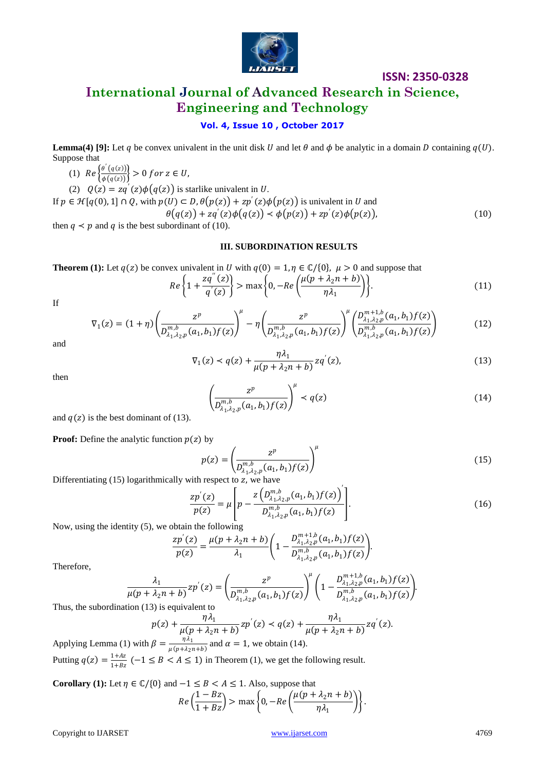**Lemma(4) [9]:** Let $q$ be convex univalent in the unit disk $U$ and let $\theta$ and $\phi$ be analytic in a domain $D$ containing $q(U)$. Suppose that

(1) $Re\left\{\frac{\theta'(q(z))}{\phi(q(z))}\right\} > 0 \; for \; z \in U$,

(2) $Q(z) = zq'(z)\phi(q(z))$ is starlike univalent in $U$.

If $p \in \mathcal{H}[q(0), 1] \cap Q$, with $p(U) \subset D, \theta(p(z)) + zp'(z)\phi(p(z))$ is univalent in $U$ and

$$\theta(q(z)) + zq'(z)\phi(q(z)) \prec \phi(p(z)) + zp'(z)\phi(p(z)), \tag{10}$$

then $q \prec p$ and $q$ is the best subordinant of (10).

## III. SUBORDINATION RESULTS

**Theorem (1):** Let $q(z)$ be convex univalent in $U$ with $q(0) = 1, \eta \in \mathbb{C}/\{0\}, \; \mu > 0$ and suppose that

$$Re\left\{1 + \frac{zq''(z)}{q'(z)}\right\} > \max\left\{0, -Re\left(\frac{\mu(p + \lambda_2 n + b)}{\eta\lambda_1}\right)\right\}. \tag{11}$$

If

$$\nabla_1(z) = (1 + \eta)\left(\frac{z^p}{D^{m,b}_{\lambda_1,\lambda_2,p}(a_1, b_1)f(z)}\right)^\mu - \eta\left(\frac{z^p}{D^{m,b}_{\lambda_1,\lambda_2,p}(a_1, b_1)f(z)}\right)^\mu\left(\frac{D^{m+1,b}_{\lambda_1,\lambda_2,p}(a_1, b_1)f(z)}{D^{m,b}_{\lambda_1,\lambda_2,p}(a_1, b_1)f(z)}\right) \tag{12}$$

and

$$\nabla_1(z) \prec q(z) + \frac{\eta\lambda_1}{\mu(p + \lambda_2 n + b)}zq'(z), \tag{13}$$

then

$$\left(\frac{z^p}{D^{m,b}_{\lambda_1,\lambda_2,p}(a_1, b_1)f(z)}\right)^\mu \prec q(z) \tag{14}$$

and $q(z)$ is the best dominant of (13).

**Proof:** Define the analytic function $p(z)$ by

$$p(z) = \left(\frac{z^p}{D^{m,b}_{\lambda_1,\lambda_2,p}(a_1, b_1)f(z)}\right)^\mu \tag{15}$$

Differentiating (15) logarithmically with respect to $z$, we have

$$\frac{zp'(z)}{p(z)} = \mu\left[p - \frac{z\left(D^{m,b}_{\lambda_1,\lambda_2,p}(a_1, b_1)f(z)\right)'}{D^{m,b}_{\lambda_1,\lambda_2,p}(a_1, b_1)f(z)}\right]. \tag{16}$$

Now, using the identity (5), we obtain the following

$$\frac{zp'(z)}{p(z)} = \frac{\mu(p + \lambda_2 n + b)}{\lambda_1}\left(1 - \frac{D^{m+1,b}_{\lambda_1,\lambda_2,p}(a_1, b_1)f(z)}{D^{m,b}_{\lambda_1,\lambda_2,p}(a_1, b_1)f(z)}\right).$$

Therefore,

$$\frac{\lambda_1}{\mu(p + \lambda_2 n + b)}zp'(z) = \left(\frac{z^p}{D^{m,b}_{\lambda_1,\lambda_2,p}(a_1, b_1)f(z)}\right)^\mu\left(1 - \frac{D^{m+1,b}_{\lambda_1,\lambda_2,p}(a_1, b_1)f(z)}{D^{m,b}_{\lambda_1,\lambda_2,p}(a_1, b_1)f(z)}\right).$$

Thus, the subordination (13) is equivalent to

$$p(z) + \frac{\eta\lambda_1}{\mu(p + \lambda_2 n + b)}zp'(z) \prec q(z) + \frac{\eta\lambda_1}{\mu(p + \lambda_2 n + b)}zq'(z).$$

Applying Lemma (1) with $\beta = \frac{\eta\lambda_1}{\mu(p+\lambda_2 n+b)}$ and $\alpha = 1$, we obtain (14).

Putting $q(z) = \frac{1+Az}{1+Bz}$ $(-1 \le B < A \le 1)$ in Theorem (1), we get the following result.

**Corollary (1):** Let $\eta \in \mathbb{C}/\{0\}$ and $-1 \le B < A \le 1$. Also, suppose that

$$Re\left(\frac{1 - Bz}{1 + Bz}\right) > \max\left\{0, -Re\left(\frac{\mu(p + \lambda_2 n + b)}{\eta\lambda_1}\right)\right\}.$$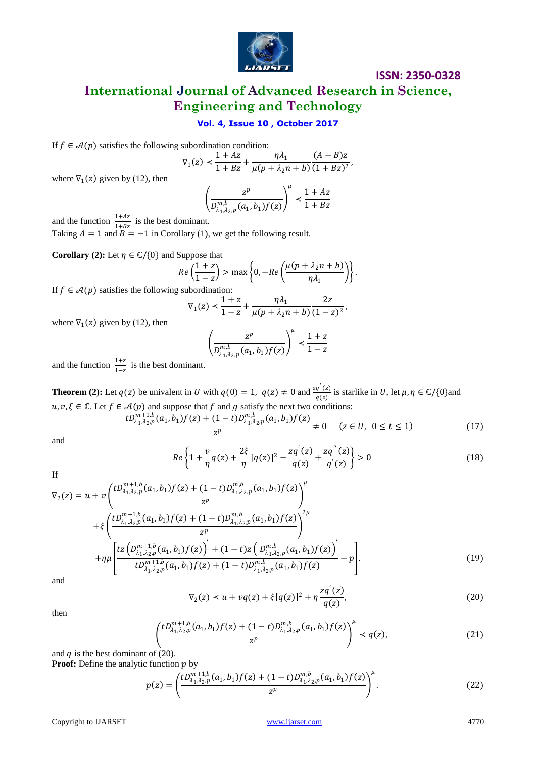If $f \in \mathcal{A}(p)$ satisfies the following subordination condition:

$$\nabla_1(z) \prec \frac{1+Az}{1+Bz} + \frac{\eta\lambda_1}{\mu(p+\lambda_2 n+b)}\frac{(A-B)z}{(1+Bz)^2},$$

where $\nabla_1(z)$ given by (12), then

$$\left(\frac{z^p}{D_{\lambda_1,\lambda_2,p}^{m,b}(a_1,b_1)f(z)}\right)^{\mu} \prec \frac{1+Az}{1+Bz}$$

and the function $\frac{1+Az}{1+Bz}$ is the best dominant.

Taking $A = 1$ and $B = -1$ in Corollary (1), we get the following result.

**Corollary (2):** Let $\eta \in \mathbb{C}/\{0\}$ and Suppose that

$$Re\left(\frac{1+z}{1-z}\right) > \max\left\{0, -Re\left(\frac{\mu(p+\lambda_2 n+b)}{\eta\lambda_1}\right)\right\}.$$

If $f \in \mathcal{A}(p)$ satisfies the following subordination:

$$\nabla_1(z) \prec \frac{1+z}{1-z} + \frac{\eta\lambda_1}{\mu(p+\lambda_2 n+b)}\frac{2z}{(1-z)^2},$$

where $\nabla_1(z)$ given by (12), then

$$\left(\frac{z^p}{D_{\lambda_1,\lambda_2,p}^{m,b}(a_1,b_1)f(z)}\right)^{\mu} \prec \frac{1+z}{1-z}$$

and the function $\frac{1+z}{1-z}$ is the best dominant.

**Theorem (2):** Let $q(z)$ be univalent in $U$ with $q(0) = 1$, $q(z) \neq 0$ and $\frac{zq'(z)}{q(z)}$ is starlike in $U$, let $\mu, \eta \in \mathbb{C}/\{0\}$and $u, v, \xi \in \mathbb{C}$. Let $f \in \mathcal{A}(p)$ and suppose that $f$ and $g$ satisfy the next two conditions:

$$\frac{tD_{\lambda_1,\lambda_2,p}^{m+1,b}(a_1,b_1)f(z) + (1-t)D_{\lambda_1,\lambda_2,p}^{m,b}(a_1,b_1)f(z)}{z^p} \neq 0 \quad (z \in U,\ 0 \leq t \leq 1) \tag{17}$$

and

$$Re\left\{1 + \frac{v}{\eta}q(z) + \frac{2\xi}{\eta}[q(z)]^2 - \frac{zq'(z)}{q(z)} + \frac{zq''(z)}{q'(z)}\right\} > 0 \tag{18}$$

If

$$\begin{aligned}\nabla_2(z) = {} & u + v\left(\frac{tD_{\lambda_1,\lambda_2,p}^{m+1,b}(a_1,b_1)f(z) + (1-t)D_{\lambda_1,\lambda_2,p}^{m,b}(a_1,b_1)f(z)}{z^p}\right)^{\mu} \\ & + \xi\left(\frac{tD_{\lambda_1,\lambda_2,p}^{m+1,b}(a_1,b_1)f(z) + (1-t)D_{\lambda_1,\lambda_2,p}^{m,b}(a_1,b_1)f(z)}{z^p}\right)^{2\mu} \\ & + \eta\mu\left[\frac{tz\left(D_{\lambda_1,\lambda_2,p}^{m+1,b}(a_1,b_1)f(z)\right)' + (1-t)z\left(D_{\lambda_1,\lambda_2,p}^{m,b}(a_1,b_1)f(z)\right)'}{tD_{\lambda_1,\lambda_2,p}^{m+1,b}(a_1,b_1)f(z) + (1-t)D_{\lambda_1,\lambda_2,p}^{m,b}(a_1,b_1)f(z)} - p\right].\end{aligned} \tag{19}$$

and

$$\nabla_2(z) \prec u + vq(z) + \xi[q(z)]^2 + \eta\frac{zq'(z)}{q(z)}, \tag{20}$$

then

$$\left(\frac{tD_{\lambda_1,\lambda_2,p}^{m+1,b}(a_1,b_1)f(z) + (1-t)D_{\lambda_1,\lambda_2,p}^{m,b}(a_1,b_1)f(z)}{z^p}\right)^{\mu} \prec q(z), \tag{21}$$

and $q$ is the best dominant of (20).

**Proof:** Define the analytic function $p$ by

$$p(z) = \left(\frac{tD_{\lambda_1,\lambda_2,p}^{m+1,b}(a_1,b_1)f(z) + (1-t)D_{\lambda_1,\lambda_2,p}^{m,b}(a_1,b_1)f(z)}{z^p}\right)^{\mu}. \tag{22}$$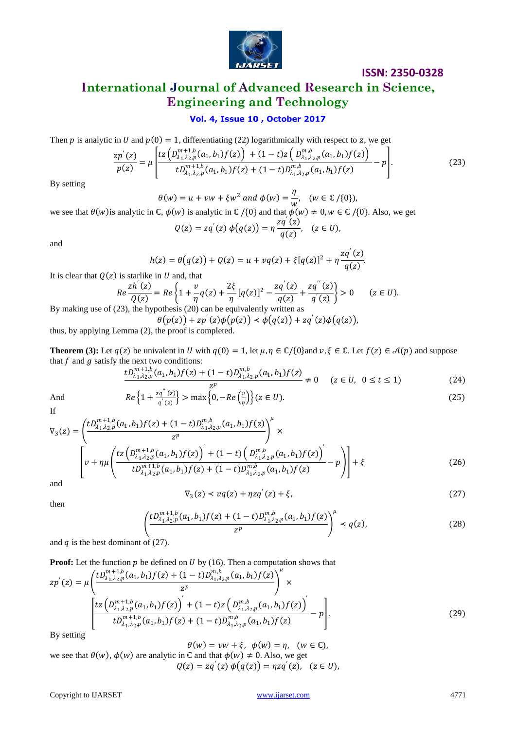Then $p$ is analytic in $U$ and $p(0) = 1$, differentiating (22) logarithmically with respect to $z$, we get

$$\frac{zp'(z)}{p(z)} = \mu\left[\frac{tz\left(D^{m+1,b}_{\lambda_1,\lambda_2,p}(a_1,b_1)f(z)\right)' + (1-t)z\left(D^{m,b}_{\lambda_1,\lambda_2,p}(a_1,b_1)f(z)\right)'}{tD^{m+1,b}_{\lambda_1,\lambda_2,p}(a_1,b_1)f(z) + (1-t)D^{m,b}_{\lambda_1,\lambda_2,p}(a_1,b_1)f(z)} - p\right]. \tag{23}$$

By setting

$$\theta(w) = u + vw + \xi w^2 \text{ and } \phi(w) = \frac{\eta}{w}, \quad (w \in \mathbb{C}/\{0\}),$$

we see that $\theta(w)$is analytic in $\mathbb{C}$, $\phi(w)$ is analytic in $\mathbb{C}/\{0\}$ and that $\phi(w) \neq 0, w \in \mathbb{C}/\{0\}$. Also, we get

$$Q(z) = zq'(z)\,\phi(q(z)) = \eta\frac{zq'(z)}{q(z)}, \quad (z \in U),$$

and

$$h(z) = \theta(q(z)) + Q(z) = u + vq(z) + \xi[q(z)]^2 + \eta\frac{zq'(z)}{q(z)}.$$

It is clear that $Q(z)$ is starlike in $U$ and, that

$$Re\,\frac{zh'(z)}{Q(z)} = Re\left\{1 + \frac{v}{\eta}q(z) + \frac{2\xi}{\eta}[q(z)]^2 - \frac{zq'(z)}{q(z)} + \frac{zq''(z)}{q'(z)}\right\} > 0 \qquad (z \in U).$$

By making use of (23), the hypothesis (20) can be equivalently written as

$$\theta(p(z)) + zp'(z)\phi(p(z)) \prec \phi(q(z)) + zq'(z)\phi(q(z)),$$

thus, by applying Lemma (2), the proof is completed.

**Theorem (3):** Let $q(z)$ be univalent in $U$ with $q(0) = 1$, let $\mu, \eta \in \mathbb{C}/\{0\}$and $v, \xi \in \mathbb{C}$. Let $f(z) \in \mathcal{A}(p)$ and suppose that $f$ and $g$ satisfy the next two conditions:

$$\frac{tD^{m+1,b}_{\lambda_1,\lambda_2,p}(a_1,b_1)f(z) + (1-t)D^{m,b}_{\lambda_1,\lambda_2,p}(a_1,b_1)f(z)}{z^p} \neq 0 \quad (z \in U, \ 0 \le t \le 1) \tag{24}$$

And

$$Re\left\{1 + \frac{zq''(z)}{q'(z)}\right\} > \max\left\{0, -Re\left(\frac{v}{\eta}\right)\right\} (z \in U). \tag{25}$$

If

$$\nabla_3(z) = \left(\frac{tD^{m+1,b}_{\lambda_1,\lambda_2,p}(a_1,b_1)f(z) + (1-t)D^{m,b}_{\lambda_1,\lambda_2,p}(a_1,b_1)f(z)}{z^p}\right)^{\mu} \times \left[v + \eta\mu\left(\frac{tz\left(D^{m+1,b}_{\lambda_1,\lambda_2,p}(a_1,b_1)f(z)\right)' + (1-t)\left(D^{m,b}_{\lambda_1,\lambda_2,p}(a_1,b_1)f(z)\right)'}{tD^{m+1,b}_{\lambda_1,\lambda_2,p}(a_1,b_1)f(z) + (1-t)D^{m,b}_{\lambda_1,\lambda_2,p}(a_1,b_1)f(z)} - p\right)\right] + \xi \tag{26}$$

and

$$\nabla_3(z) \prec vq(z) + \eta zq'(z) + \xi, \tag{27}$$

then

$$\left(\frac{tD^{m+1,b}_{\lambda_1,\lambda_2,p}(a_1,b_1)f(z) + (1-t)D^{m,b}_{\lambda_1,\lambda_2,p}(a_1,b_1)f(z)}{z^p}\right)^{\mu} \prec q(z), \tag{28}$$

and $q$ is the best dominant of (27).

**Proof:** Let the function $p$ be defined on $U$ by (16). Then a computation shows that

$$zp'(z) = \mu\left(\frac{tD^{m+1,b}_{\lambda_1,\lambda_2,p}(a_1,b_1)f(z) + (1-t)D^{m,b}_{\lambda_1,\lambda_2,p}(a_1,b_1)f(z)}{z^p}\right)^{\mu} \times \left[\frac{tz\left(D^{m+1,b}_{\lambda_1,\lambda_2,p}(a_1,b_1)f(z)\right)' + (1-t)z\left(D^{m,b}_{\lambda_1,\lambda_2,p}(a_1,b_1)f(z)\right)'}{tD^{m+1,b}_{\lambda_1,\lambda_2,p}(a_1,b_1)f(z) + (1-t)D^{m,b}_{\lambda_1,\lambda_2,p}(a_1,b_1)f(z)} - p\right]. \tag{29}$$

By setting

$$\theta(w) = vw + \xi, \ \ \phi(w) = \eta, \quad (w \in \mathbb{C}),$$

we see that $\theta(w)$, $\phi(w)$ are analytic in $\mathbb{C}$ and that $\phi(w) \neq 0$. Also, we get

$$Q(z) = zq'(z)\,\phi(q(z)) = \eta zq'(z), \quad (z \in U),$$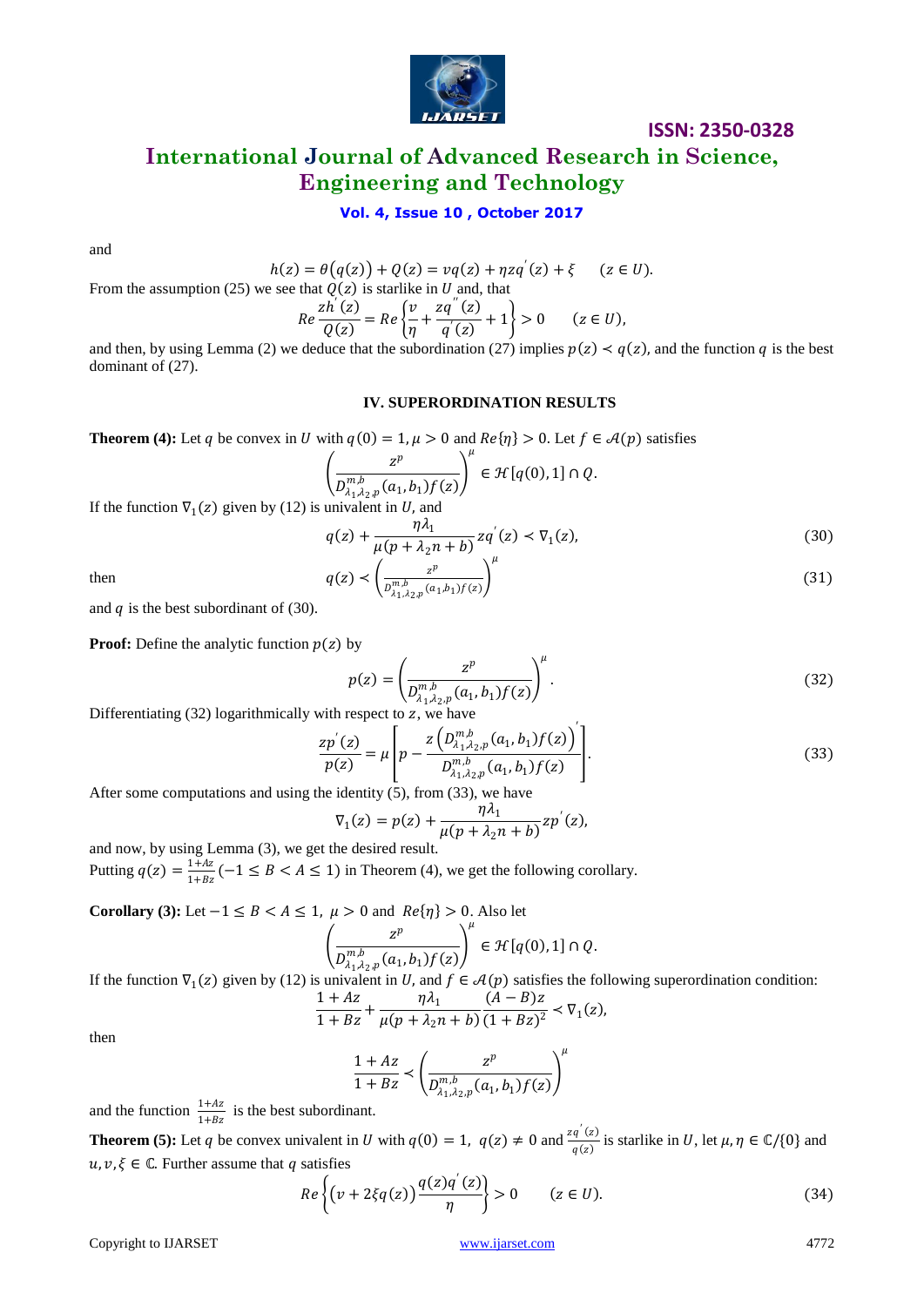and

$$h(z) = \theta(q(z)) + Q(z) = vq(z) + \eta zq^{'}(z) + \xi \quad (z \in U).$$

From the assumption (25) we see that $Q(z)$ is starlike in $U$ and, that

$$Re\frac{zh^{'}(z)}{Q(z)} = Re\left\{\frac{v}{\eta} + \frac{zq^{''}(z)}{q^{'}(z)} + 1\right\} > 0 \quad (z \in U),$$

and then, by using Lemma (2) we deduce that the subordination (27) implies $p(z) \prec q(z)$, and the function $q$ is the best dominant of (27).

## IV. SUPERORDINATION RESULTS

**Theorem (4):** Let $q$ be convex in $U$ with $q(0) = 1, \mu > 0$ and $Re\{\eta\} > 0$. Let $f \in \mathcal{A}(p)$ satisfies

$$\left(\frac{z^p}{D^{m,b}_{\lambda_1\lambda_2,p}(a_1,b_1)f(z)}\right)^{\mu} \in \mathcal{H}[q(0),1] \cap Q.$$

If the function $\nabla_1(z)$ given by (12) is univalent in $U$, and

$$q(z) + \frac{\eta\lambda_1}{\mu(p + \lambda_2 n + b)}zq^{'}(z) \prec \nabla_1(z), \tag{30}$$

then

$$q(z) \prec \left(\frac{z^p}{D^{m,b}_{\lambda_1,\lambda_2,p}(a_1,b_1)f(z)}\right)^{\mu} \tag{31}$$

and $q$ is the best subordinant of (30).

**Proof:** Define the analytic function $p(z)$ by

$$p(z) = \left(\frac{z^p}{D^{m,b}_{\lambda_1,\lambda_2,p}(a_1,b_1)f(z)}\right)^{\mu}. \tag{32}$$

Differentiating (32) logarithmically with respect to $z$, we have

$$\frac{zp^{'}(z)}{p(z)} = \mu\left[p - \frac{z\left(D^{m,b}_{\lambda_1\lambda_2,p}(a_1,b_1)f(z)\right)^{'}}{D^{m,b}_{\lambda_1\lambda_2,p}(a_1,b_1)f(z)}\right]. \tag{33}$$

After some computations and using the identity (5), from (33), we have

$$\nabla_1(z) = p(z) + \frac{\eta\lambda_1}{\mu(p + \lambda_2 n + b)}zp^{'}(z),$$

and now, by using Lemma (3), we get the desired result.

Putting $q(z) = \frac{1+Az}{1+Bz}(-1 \le B < A \le 1)$ in Theorem (4), we get the following corollary.

**Corollary (3):** Let $-1 \le B < A \le 1,\ \mu > 0$ and $Re\{\eta\} > 0$. Also let

$$\left(\frac{z^p}{D^{m,b}_{\lambda_1\lambda_2,p}(a_1,b_1)f(z)}\right)^{\mu} \in \mathcal{H}[q(0),1] \cap Q.$$

If the function $\nabla_1(z)$ given by (12) is univalent in $U$, and $f \in \mathcal{A}(p)$ satisfies the following superordination condition:

$$\frac{1+Az}{1+Bz} + \frac{\eta\lambda_1}{\mu(p + \lambda_2 n + b)}\frac{(A-B)z}{(1+Bz)^2} \prec \nabla_1(z),$$

then

$$\frac{1+Az}{1+Bz} \prec \left(\frac{z^p}{D^{m,b}_{\lambda_1,\lambda_2,p}(a_1,b_1)f(z)}\right)^{\mu}$$

and the function $\frac{1+Az}{1+Bz}$ is the best subordinant.

**Theorem (5):** Let $q$ be convex univalent in $U$ with $q(0) = 1,\ q(z) \neq 0$ and $\frac{zq^{'}(z)}{q(z)}$ is starlike in $U$, let $\mu, \eta \in \mathbb{C}/\{0\}$ and $u, v, \xi \in \mathbb{C}$. Further assume that $q$ satisfies

$$Re\left\{(v + 2\xi q(z))\frac{q(z)q^{'}(z)}{\eta}\right\} > 0 \quad (z \in U). \tag{34}$$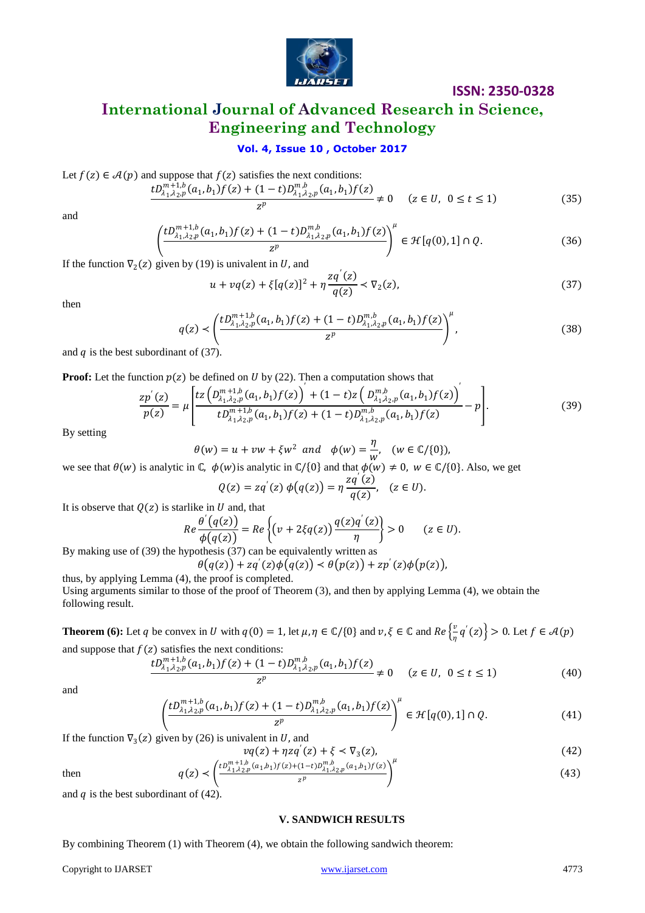Let $f(z) \in \mathcal{A}(p)$ and suppose that $f(z)$ satisfies the next conditions:

$$\frac{tD^{m+1,b}_{\lambda_1,\lambda_2,p}(a_1,b_1)f(z) + (1-t)D^{m,b}_{\lambda_1,\lambda_2,p}(a_1,b_1)f(z)}{z^p} \neq 0 \quad (z \in U,\ 0 \le t \le 1) \tag{35}$$

and

$$\left(\frac{tD^{m+1,b}_{\lambda_1,\lambda_2,p}(a_1,b_1)f(z) + (1-t)D^{m,b}_{\lambda_1,\lambda_2,p}(a_1,b_1)f(z)}{z^p}\right)^{\mu} \in \mathcal{H}[q(0),1] \cap Q. \tag{36}$$

If the function $\nabla_2(z)$ given by (19) is univalent in $U$, and

$$u + vq(z) + \xi[q(z)]^2 + \eta\frac{zq'(z)}{q(z)} \prec \nabla_2(z), \tag{37}$$

then

$$q(z) \prec \left(\frac{tD^{m+1,b}_{\lambda_1,\lambda_2,p}(a_1,b_1)f(z) + (1-t)D^{m,b}_{\lambda_1,\lambda_2,p}(a_1,b_1)f(z)}{z^p}\right)^{\mu}, \tag{38}$$

and $q$ is the best subordinant of (37).

**Proof:** Let the function $p(z)$ be defined on $U$ by (22). Then a computation shows that

$$\frac{zp'(z)}{p(z)} = \mu\left[\frac{tz\left(D^{m+1,b}_{\lambda_1,\lambda_2,p}(a_1,b_1)f(z)\right)' + (1-t)z\left(D^{m,b}_{\lambda_1,\lambda_2,p}(a_1,b_1)f(z)\right)'}{tD^{m+1,b}_{\lambda_1,\lambda_2,p}(a_1,b_1)f(z) + (1-t)D^{m,b}_{\lambda_1,\lambda_2,p}(a_1,b_1)f(z)} - p\right]. \tag{39}$$

By setting

$$\theta(w) = u + vw + \xi w^2 \ \ and \ \ \phi(w) = \frac{\eta}{w}, \quad (w \in \mathbb{C}/\{0\}),$$

we see that $\theta(w)$ is analytic in $\mathbb{C}$, $\phi(w)$ is analytic in $\mathbb{C}/\{0\}$ and that $\phi(w) \neq 0$, $w \in \mathbb{C}/\{0\}$. Also, we get

$$Q(z) = zq'(z)\,\phi(q(z)) = \eta\frac{zq'(z)}{q(z)}, \quad (z \in U).$$

It is observe that $Q(z)$ is starlike in $U$ and, that

$$Re\frac{\theta'(q(z))}{\phi(q(z))} = Re\left\{(v + 2\xi q(z))\frac{q(z)q'(z)}{\eta}\right\} > 0 \qquad (z \in U).$$

By making use of (39) the hypothesis (37) can be equivalently written as

$$\theta(q(z)) + zq'(z)\phi(q(z)) \prec \theta(p(z)) + zp'(z)\phi(p(z)),$$

thus, by applying Lemma (4), the proof is completed.

Using arguments similar to those of the proof of Theorem (3), and then by applying Lemma (4), we obtain the following result.

**Theorem (6):** Let $q$ be convex in $U$ with $q(0) = 1$, let $\mu, \eta \in \mathbb{C}/\{0\}$ and $v, \xi \in \mathbb{C}$ and $Re\left\{\frac{v}{\eta}q'(z)\right\} > 0$. Let $f \in \mathcal{A}(p)$ and suppose that $f(z)$ satisfies the next conditions:

$$\frac{tD^{m+1,b}_{\lambda_1,\lambda_2,p}(a_1,b_1)f(z) + (1-t)D^{m,b}_{\lambda_1,\lambda_2,p}(a_1,b_1)f(z)}{z^p} \neq 0 \quad (z \in U,\ 0 \le t \le 1) \tag{40}$$

and

$$\left(\frac{tD^{m+1,b}_{\lambda_1,\lambda_2,p}(a_1,b_1)f(z) + (1-t)D^{m,b}_{\lambda_1,\lambda_2,p}(a_1,b_1)f(z)}{z^p}\right)^{\mu} \in \mathcal{H}[q(0),1] \cap Q. \tag{41}$$

If the function $\nabla_3(z)$ given by (26) is univalent in $U$, and

$$vq(z) + \eta zq'(z) + \xi \prec \nabla_3(z), \tag{42}$$

then

$$q(z) \prec \left(\frac{tD^{m+1,b}_{\lambda_1,\lambda_2,p}(a_1,b_1)f(z) + (1-t)D^{m,b}_{\lambda_1,\lambda_2,p}(a_1,b_1)f(z)}{z^p}\right)^{\mu} \tag{43}$$

and $q$ is the best subordinant of (42).

## V. SANDWICH RESULTS

By combining Theorem (1) with Theorem (4), we obtain the following sandwich theorem: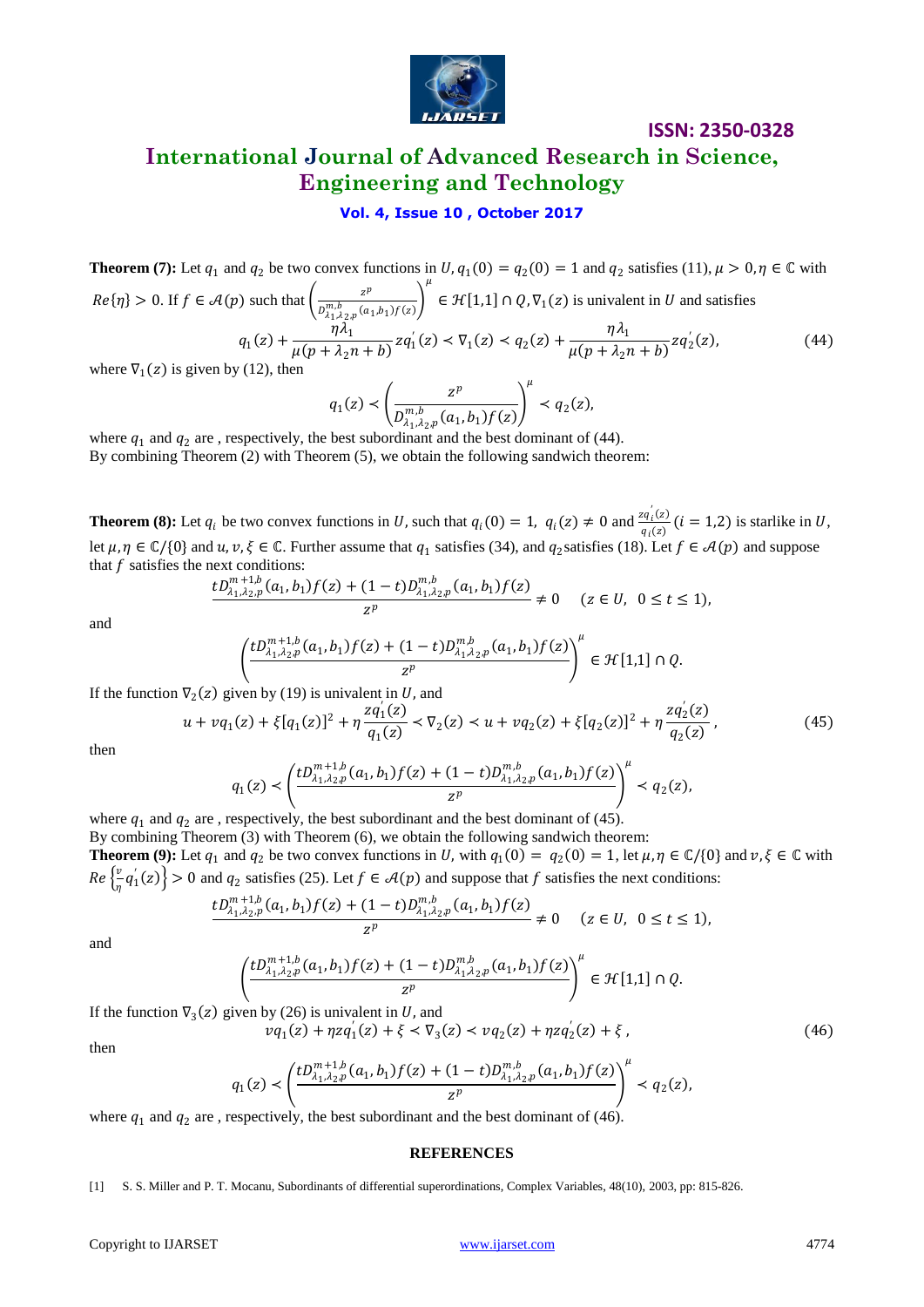**Theorem (7):** Let $q_1$ and $q_2$ be two convex functions in $U$, $q_1(0) = q_2(0) = 1$ and $q_2$ satisfies (11), $\mu > 0, \eta \in \mathbb{C}$ with $Re\{\eta\} > 0$. If $f \in \mathcal{A}(p)$ such that $\left(\frac{z^p}{D^{m,b}_{\lambda_1,\lambda_2,p}(a_1,b_1)f(z)}\right)^{\mu} \in \mathcal{H}[1,1] \cap Q$, $\nabla_1(z)$ is univalent in $U$ and satisfies

$$q_1(z) + \frac{\eta\lambda_1}{\mu(p+\lambda_2 n+b)} zq_1'(z) \prec \nabla_1(z) \prec q_2(z) + \frac{\eta\lambda_1}{\mu(p+\lambda_2 n+b)} zq_2'(z), \tag{44}$$

where $\nabla_1(z)$ is given by (12), then

$$q_1(z) \prec \left(\frac{z^p}{D^{m,b}_{\lambda_1,\lambda_2,p}(a_1,b_1)f(z)}\right)^{\mu} \prec q_2(z),$$

where $q_1$ and $q_2$ are , respectively, the best subordinant and the best dominant of (44).
By combining Theorem (2) with Theorem (5), we obtain the following sandwich theorem:

**Theorem (8):** Let $q_i$ be two convex functions in $U$, such that $q_i(0) = 1$, $q_i(z) \neq 0$ and $\frac{zq_i'(z)}{q_i(z)}$ $(i = 1,2)$ is starlike in $U$, let $\mu, \eta \in \mathbb{C}/\{0\}$ and $u, v, \xi \in \mathbb{C}$. Further assume that $q_1$ satisfies (34), and $q_2$ satisfies (18). Let $f \in \mathcal{A}(p)$ and suppose that $f$ satisfies the next conditions:

$$\frac{tD^{m+1,b}_{\lambda_1,\lambda_2,p}(a_1,b_1)f(z) + (1-t)D^{m,b}_{\lambda_1,\lambda_2,p}(a_1,b_1)f(z)}{z^p} \neq 0 \quad (z \in U,\ 0 \le t \le 1),$$

and

$$\left(\frac{tD^{m+1,b}_{\lambda_1,\lambda_2,p}(a_1,b_1)f(z) + (1-t)D^{m,b}_{\lambda_1,\lambda_2,p}(a_1,b_1)f(z)}{z^p}\right)^{\mu} \in \mathcal{H}[1,1] \cap Q.$$

If the function $\nabla_2(z)$ given by (19) is univalent in $U$, and

$$u + vq_1(z) + \xi[q_1(z)]^2 + \eta\frac{zq_1'(z)}{q_1(z)} \prec \nabla_2(z) \prec u + vq_2(z) + \xi[q_2(z)]^2 + \eta\frac{zq_2'(z)}{q_2(z)}, \tag{45}$$

then

$$q_1(z) \prec \left(\frac{tD^{m+1,b}_{\lambda_1,\lambda_2,p}(a_1,b_1)f(z) + (1-t)D^{m,b}_{\lambda_1,\lambda_2,p}(a_1,b_1)f(z)}{z^p}\right)^{\mu} \prec q_2(z),$$

where $q_1$ and $q_2$ are , respectively, the best subordinant and the best dominant of (45).
By combining Theorem (3) with Theorem (6), we obtain the following sandwich theorem:

**Theorem (9):** Let $q_1$ and $q_2$ be two convex functions in $U$, with $q_1(0) = q_2(0) = 1$, let $\mu, \eta \in \mathbb{C}/\{0\}$ and $v, \xi \in \mathbb{C}$ with $Re\left\{\frac{v}{\eta}q_1'(z)\right\} > 0$ and $q_2$ satisfies (25). Let $f \in \mathcal{A}(p)$ and suppose that $f$ satisfies the next conditions:

$$\frac{tD^{m+1,b}_{\lambda_1,\lambda_2,p}(a_1,b_1)f(z) + (1-t)D^{m,b}_{\lambda_1,\lambda_2,p}(a_1,b_1)f(z)}{z^p} \neq 0 \quad (z \in U,\ 0 \le t \le 1),$$

and

$$\left(\frac{tD^{m+1,b}_{\lambda_1,\lambda_2,p}(a_1,b_1)f(z) + (1-t)D^{m,b}_{\lambda_1,\lambda_2,p}(a_1,b_1)f(z)}{z^p}\right)^{\mu} \in \mathcal{H}[1,1] \cap Q.$$

If the function $\nabla_3(z)$ given by (26) is univalent in $U$, and

$$vq_1(z) + \eta zq_1'(z) + \xi \prec \nabla_3(z) \prec vq_2(z) + \eta zq_2'(z) + \xi, \tag{46}$$

then

$$q_1(z) \prec \left(\frac{tD^{m+1,b}_{\lambda_1,\lambda_2,p}(a_1,b_1)f(z) + (1-t)D^{m,b}_{\lambda_1,\lambda_2,p}(a_1,b_1)f(z)}{z^p}\right)^{\mu} \prec q_2(z),$$

where $q_1$ and $q_2$ are , respectively, the best subordinant and the best dominant of (46).

## REFERENCES

[1] S. S. Miller and P. T. Mocanu, Subordinants of differential superordinations, Complex Variables, 48(10), 2003, pp: 815-826.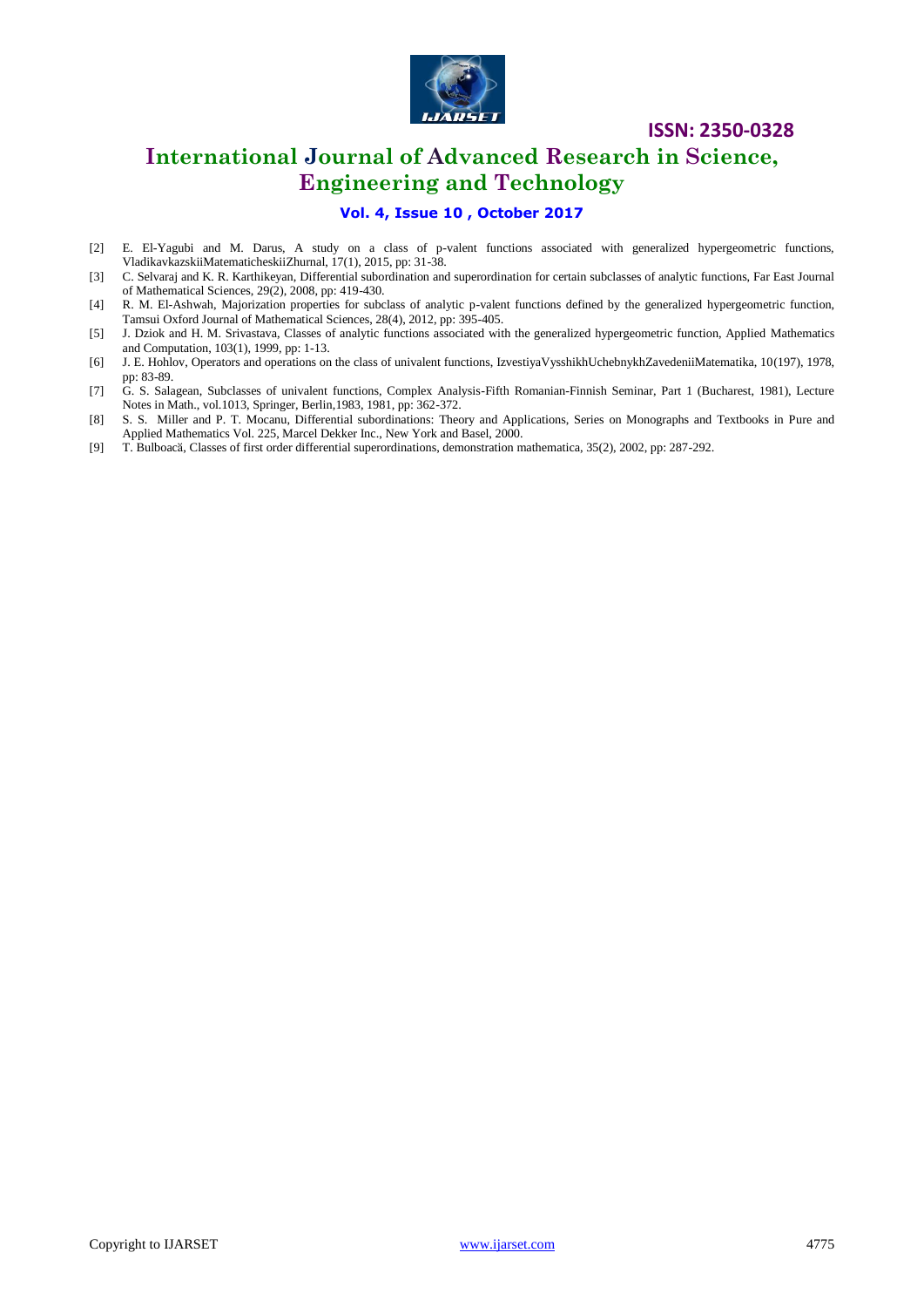[2] E. El-Yagubi and M. Darus, A study on a class of p-valent functions associated with generalized hypergeometric functions, VladikavkazskiiMatematicheskiiZhurnal, 17(1), 2015, pp: 31-38.

[3] C. Selvaraj and K. R. Karthikeyan, Differential subordination and superordination for certain subclasses of analytic functions, Far East Journal of Mathematical Sciences, 29(2), 2008, pp: 419-430.

[4] R. M. El-Ashwah, Majorization properties for subclass of analytic p-valent functions defined by the generalized hypergeometric function, Tamsui Oxford Journal of Mathematical Sciences, 28(4), 2012, pp: 395-405.

[5] J. Dziok and H. M. Srivastava, Classes of analytic functions associated with the generalized hypergeometric function, Applied Mathematics and Computation, 103(1), 1999, pp: 1-13.

[6] J. E. Hohlov, Operators and operations on the class of univalent functions, IzvestiyaVysshikhUchebnykhZavedeniiMatematika, 10(197), 1978, pp: 83-89.

[7] G. S. Salagean, Subclasses of univalent functions, Complex Analysis-Fifth Romanian-Finnish Seminar, Part 1 (Bucharest, 1981), Lecture Notes in Math., vol.1013, Springer, Berlin,1983, 1981, pp: 362-372.

[8] S. S. Miller and P. T. Mocanu, Differential subordinations: Theory and Applications, Series on Monographs and Textbooks in Pure and Applied Mathematics Vol. 225, Marcel Dekker Inc., New York and Basel, 2000.

[9] T. Bulboacă, Classes of first order differential superordinations, demonstration mathematica, 35(2), 2002, pp: 287-292.